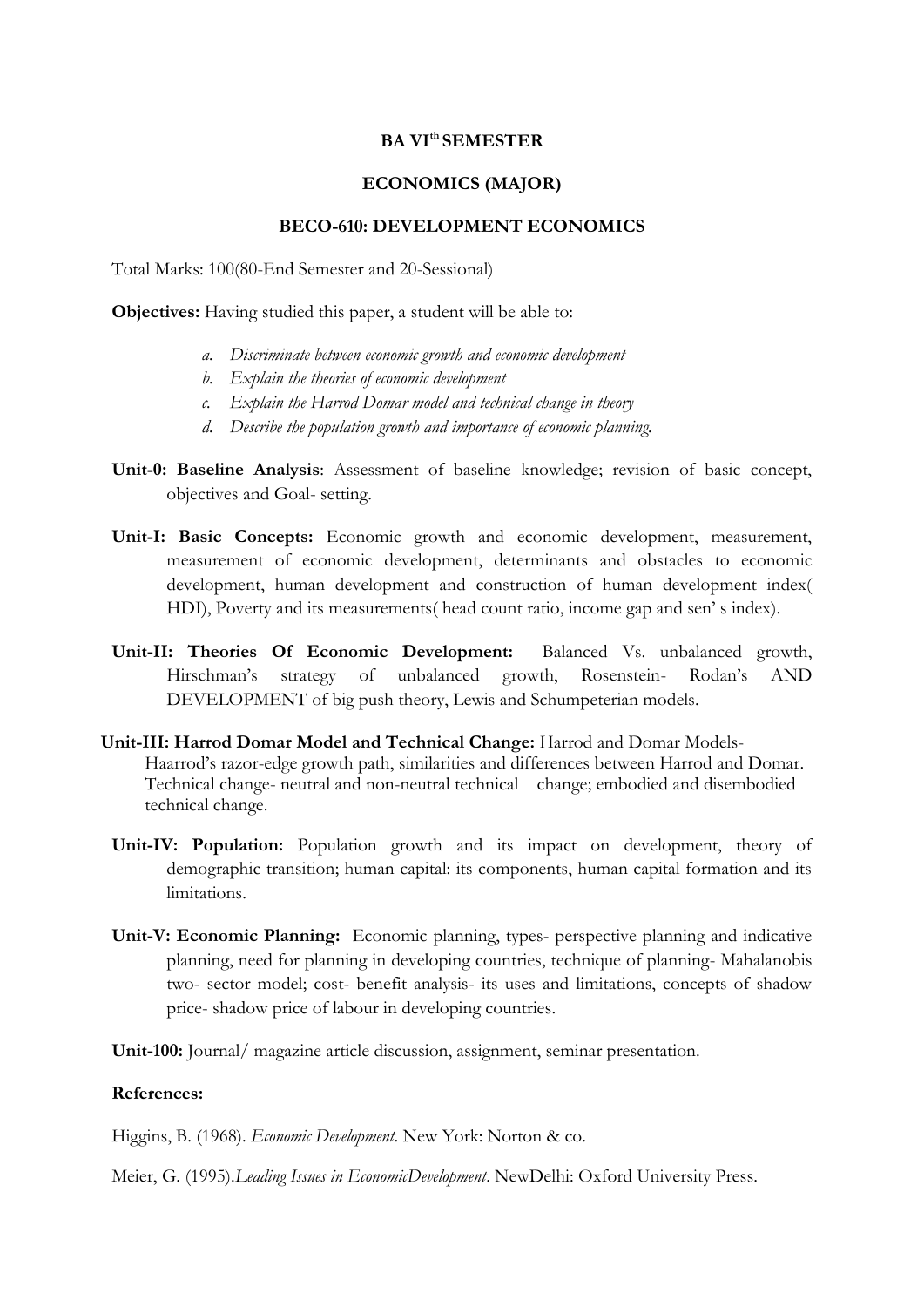**BA VI[th] SEMESTER**

**ECONOMICS (MAJOR)**

**BECO-610: DEVELOPMENT ECONOMICS**

Total Marks: 100(80-End Semester and 20-Sessional)

**Objectives:** Having studied this paper, a student will be able to:

a. *Discriminate between economic growth and economic development*
b. *Explain the theories of economic development*
c. *Explain the Harrod Domar model and technical change in theory*
d. *Describe the population growth and importance of economic planning.*

**Unit-0: Baseline Analysis**: Assessment of baseline knowledge; revision of basic concept, objectives and Goal- setting.

**Unit-I: Basic Concepts:** Economic growth and economic development, measurement, measurement of economic development, determinants and obstacles to economic development, human development and construction of human development index( HDI), Poverty and its measurements( head count ratio, income gap and sen' s index).

**Unit-II: Theories Of Economic Development:** Balanced Vs. unbalanced growth, Hirschman's strategy of unbalanced growth, Rosenstein- Rodan's AND DEVELOPMENT of big push theory, Lewis and Schumpeterian models.

**Unit-III: Harrod Domar Model and Technical Change:** Harrod and Domar Models- Haarrod's razor-edge growth path, similarities and differences between Harrod and Domar. Technical change- neutral and non-neutral technical change; embodied and disembodied technical change.

**Unit-IV: Population:** Population growth and its impact on development, theory of demographic transition; human capital: its components, human capital formation and its limitations.

**Unit-V: Economic Planning:** Economic planning, types- perspective planning and indicative planning, need for planning in developing countries, technique of planning- Mahalanobis two- sector model; cost- benefit analysis- its uses and limitations, concepts of shadow price- shadow price of labour in developing countries.

**Unit-100:** Journal/ magazine article discussion, assignment, seminar presentation.

**References:**

Higgins, B. (1968). *Economic Development*. New York: Norton & co.

Meier, G. (1995).*Leading Issues in EconomicDevelopment*. NewDelhi: Oxford University Press.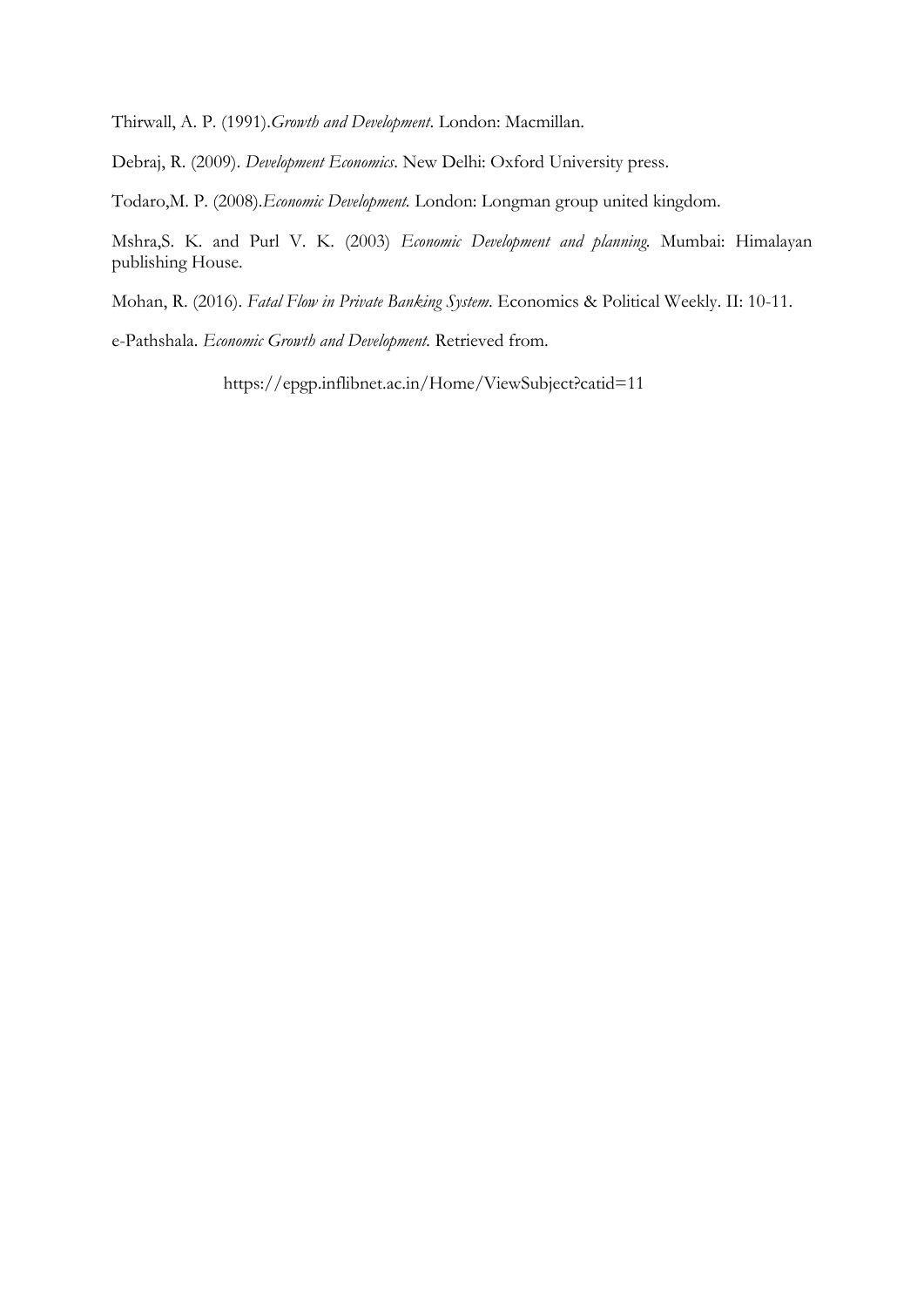Thirwall, A. P. (1991).*Growth and Development*. London: Macmillan.

Debraj, R. (2009). *Development Economics*. New Delhi: Oxford University press.

Todaro,M. P. (2008).*Economic Development.* London: Longman group united kingdom.

Mshra,S. K. and Purl V. K. (2003) *Economic Development and planning.* Mumbai: Himalayan publishing House.

Mohan, R. (2016). *Fatal Flow in Private Banking System*. Economics & Political Weekly. II: 10-11.

e-Pathshala. *Economic Growth and Development.* Retrieved from.

https://epgp.inflibnet.ac.in/Home/ViewSubject?catid=11